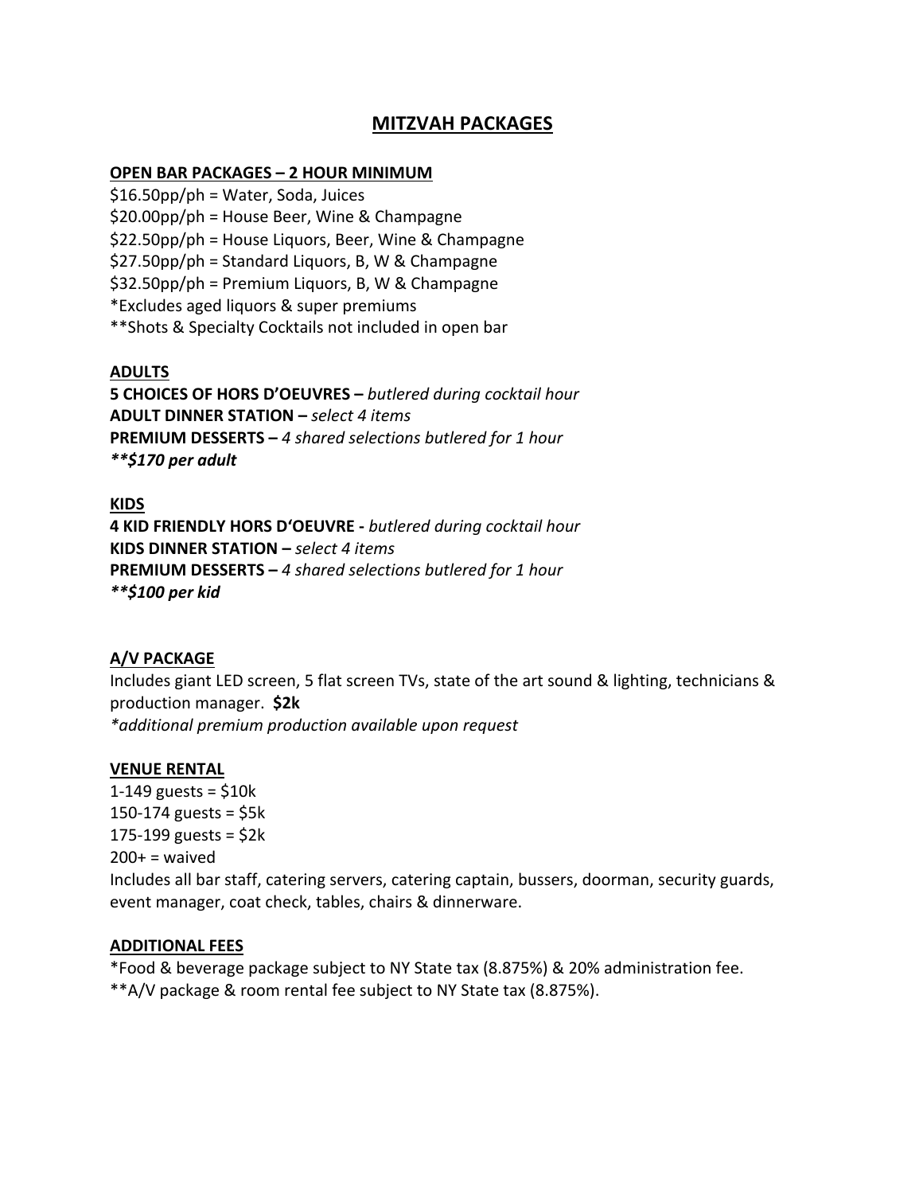# MITZVAH PACKAGES

## OPEN BAR PACKAGES – 2 HOUR MINIMUM

$16.50pp/ph = Water, Soda, Juices
$20.00pp/ph = House Beer, Wine & Champagne
$22.50pp/ph = House Liquors, Beer, Wine & Champagne
$27.50pp/ph = Standard Liquors, B, W & Champagne
$32.50pp/ph = Premium Liquors, B, W & Champagne
*Excludes aged liquors & super premiums
**Shots & Specialty Cocktails not included in open bar

## ADULTS

**5 CHOICES OF HORS D'OEUVRES –** *butlered during cocktail hour*
**ADULT DINNER STATION –** *select 4 items*
**PREMIUM DESSERTS –** *4 shared selections butlered for 1 hour*
***\*\*$170 per adult***

## KIDS

**4 KID FRIENDLY HORS D'OEUVRE -** *butlered during cocktail hour*
**KIDS DINNER STATION –** *select 4 items*
**PREMIUM DESSERTS –** *4 shared selections butlered for 1 hour*
***\*\*$100 per kid***

## A/V PACKAGE

Includes giant LED screen, 5 flat screen TVs, state of the art sound & lighting, technicians & production manager. **$2k**
*\*additional premium production available upon request*

## VENUE RENTAL

1-149 guests = $10k
150-174 guests = $5k
175-199 guests = $2k
200+ = waived
Includes all bar staff, catering servers, catering captain, bussers, doorman, security guards, event manager, coat check, tables, chairs & dinnerware.

## ADDITIONAL FEES

*Food & beverage package subject to NY State tax (8.875%) & 20% administration fee.
**A/V package & room rental fee subject to NY State tax (8.875%).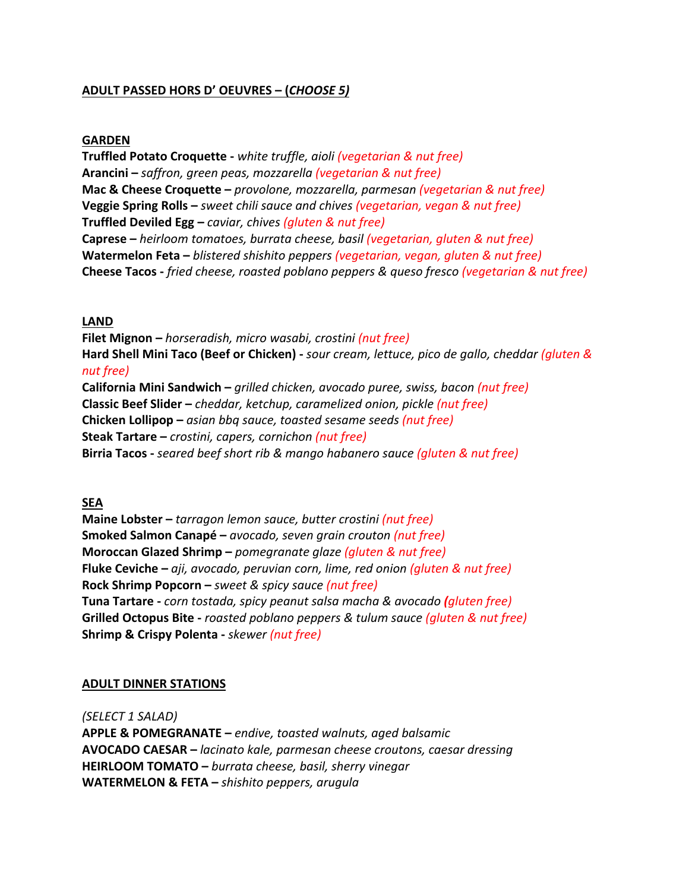## ADULT PASSED HORS D' OEUVRES – (*CHOOSE 5)*

### GARDEN

**Truffled Potato Croquette -** *white truffle, aioli (vegetarian & nut free)*
**Arancini –** *saffron, green peas, mozzarella (vegetarian & nut free)*
**Mac & Cheese Croquette –** *provolone, mozzarella, parmesan (vegetarian & nut free)*
**Veggie Spring Rolls –** *sweet chili sauce and chives (vegetarian, vegan & nut free)*
**Truffled Deviled Egg –** *caviar, chives (gluten & nut free)*
**Caprese –** *heirloom tomatoes, burrata cheese, basil (vegetarian, gluten & nut free)*
**Watermelon Feta –** *blistered shishito peppers (vegetarian, vegan, gluten & nut free)*
**Cheese Tacos -** *fried cheese, roasted poblano peppers & queso fresco (vegetarian & nut free)*

### LAND

**Filet Mignon –** *horseradish, micro wasabi, crostini (nut free)*
**Hard Shell Mini Taco (Beef or Chicken) -** *sour cream, lettuce, pico de gallo, cheddar (gluten & nut free)*
**California Mini Sandwich –** *grilled chicken, avocado puree, swiss, bacon (nut free)*
**Classic Beef Slider –** *cheddar, ketchup, caramelized onion, pickle (nut free)*
**Chicken Lollipop –** *asian bbq sauce, toasted sesame seeds (nut free)*
**Steak Tartare –** *crostini, capers, cornichon (nut free)*
**Birria Tacos -** *seared beef short rib & mango habanero sauce (gluten & nut free)*

### SEA

**Maine Lobster –** *tarragon lemon sauce, butter crostini (nut free)*
**Smoked Salmon Canapé –** *avocado, seven grain crouton (nut free)*
**Moroccan Glazed Shrimp –** *pomegranate glaze (gluten & nut free)*
**Fluke Ceviche –** *aji, avocado, peruvian corn, lime, red onion (gluten & nut free)*
**Rock Shrimp Popcorn –** *sweet & spicy sauce (nut free)*
**Tuna Tartare -** *corn tostada, spicy peanut salsa macha & avocado (gluten free)*
**Grilled Octopus Bite -** *roasted poblano peppers & tulum sauce (gluten & nut free)*
**Shrimp & Crispy Polenta -** *skewer (nut free)*

## ADULT DINNER STATIONS

*(SELECT 1 SALAD)*
**APPLE & POMEGRANATE –** *endive, toasted walnuts, aged balsamic*
**AVOCADO CAESAR –** *lacinato kale, parmesan cheese croutons, caesar dressing*
**HEIRLOOM TOMATO –** *burrata cheese, basil, sherry vinegar*
**WATERMELON & FETA –** *shishito peppers, arugula*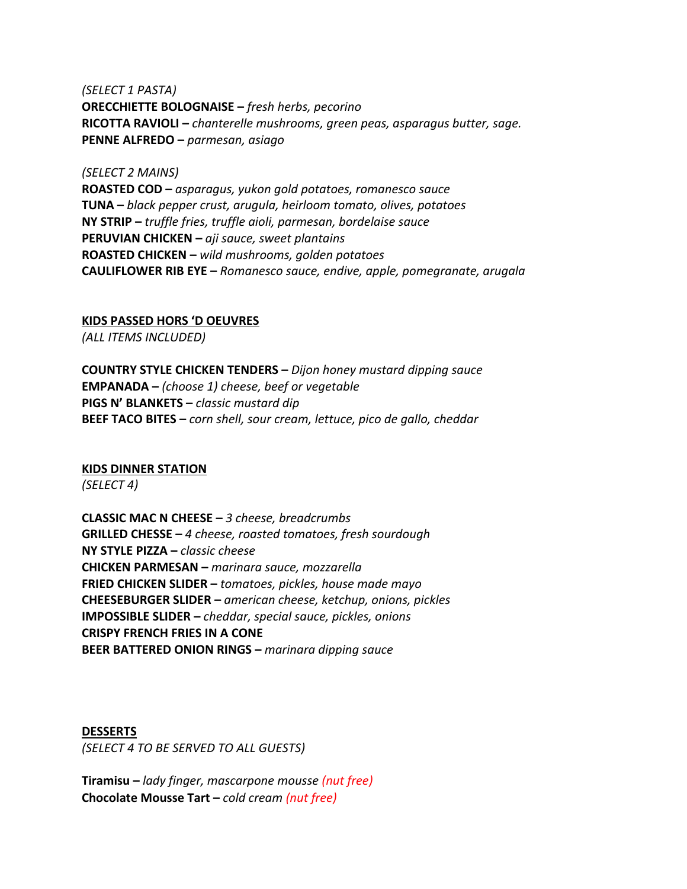*(SELECT 1 PASTA)*
**ORECCHIETTE BOLOGNAISE –** *fresh herbs, pecorino*
**RICOTTA RAVIOLI –** *chanterelle mushrooms, green peas, asparagus butter, sage.*
**PENNE ALFREDO –** *parmesan, asiago*

*(SELECT 2 MAINS)*
**ROASTED COD –** *asparagus, yukon gold potatoes, romanesco sauce*
**TUNA –** *black pepper crust, arugula, heirloom tomato, olives, potatoes*
**NY STRIP –** *truffle fries, truffle aioli, parmesan, bordelaise sauce*
**PERUVIAN CHICKEN –** *aji sauce, sweet plantains*
**ROASTED CHICKEN –** *wild mushrooms, golden potatoes*
**CAULIFLOWER RIB EYE –** *Romanesco sauce, endive, apple, pomegranate, arugala*

## KIDS PASSED HORS 'D OEUVRES

*(ALL ITEMS INCLUDED)*

**COUNTRY STYLE CHICKEN TENDERS –** *Dijon honey mustard dipping sauce*
**EMPANADA –** *(choose 1) cheese, beef or vegetable*
**PIGS N' BLANKETS –** *classic mustard dip*
**BEEF TACO BITES –** *corn shell, sour cream, lettuce, pico de gallo, cheddar*

## KIDS DINNER STATION

*(SELECT 4)*

**CLASSIC MAC N CHEESE –** *3 cheese, breadcrumbs*
**GRILLED CHESSE –** *4 cheese, roasted tomatoes, fresh sourdough*
**NY STYLE PIZZA –** *classic cheese*
**CHICKEN PARMESAN –** *marinara sauce, mozzarella*
**FRIED CHICKEN SLIDER –** *tomatoes, pickles, house made mayo*
**CHEESEBURGER SLIDER –** *american cheese, ketchup, onions, pickles*
**IMPOSSIBLE SLIDER –** *cheddar, special sauce, pickles, onions*
**CRISPY FRENCH FRIES IN A CONE**
**BEER BATTERED ONION RINGS –** *marinara dipping sauce*

## DESSERTS

*(SELECT 4 TO BE SERVED TO ALL GUESTS)*

**Tiramisu –** *lady finger, mascarpone mousse (nut free)*
**Chocolate Mousse Tart –** *cold cream (nut free)*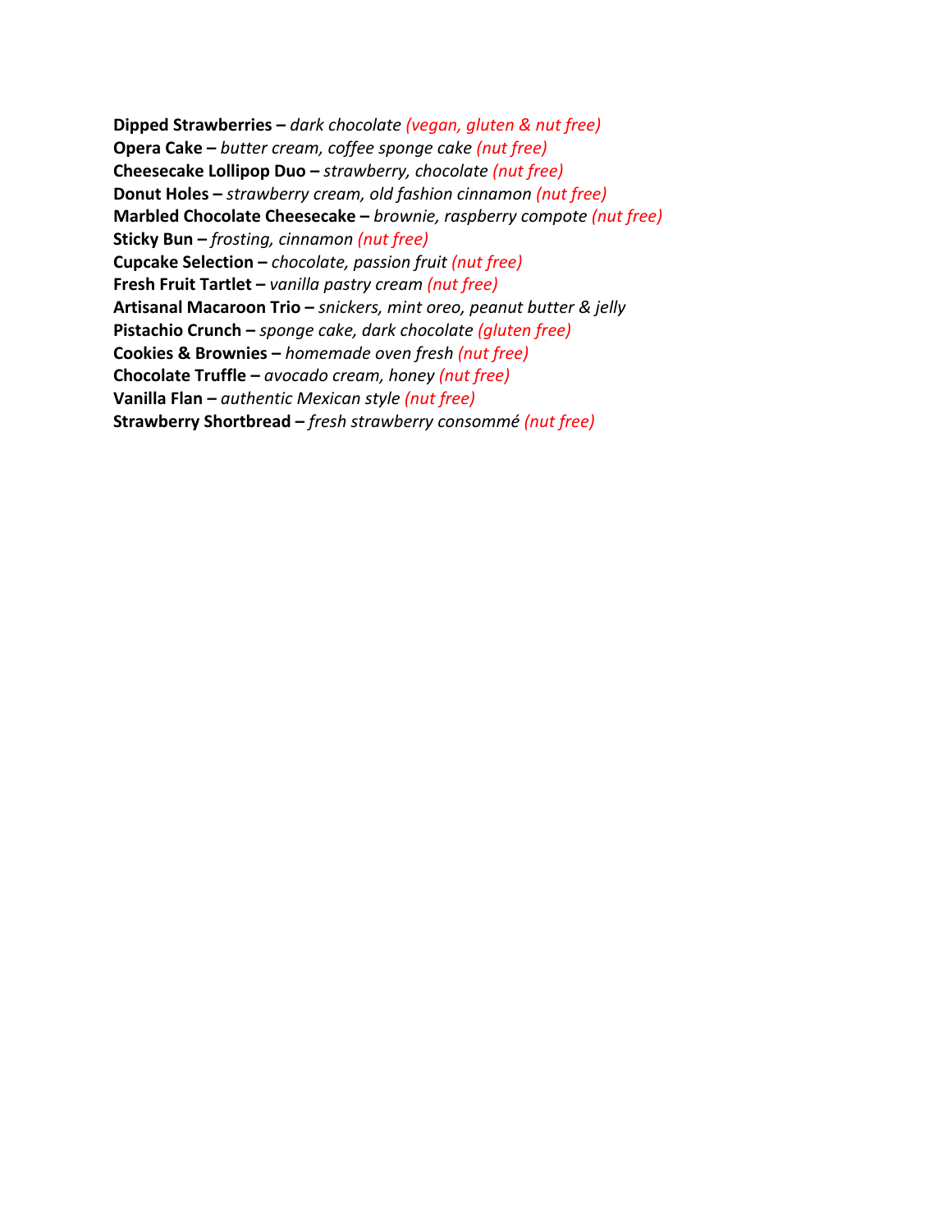**Dipped Strawberries –** *dark chocolate (vegan, gluten & nut free)*
**Opera Cake –** *butter cream, coffee sponge cake (nut free)*
**Cheesecake Lollipop Duo –** *strawberry, chocolate (nut free)*
**Donut Holes –** *strawberry cream, old fashion cinnamon (nut free)*
**Marbled Chocolate Cheesecake –** *brownie, raspberry compote (nut free)*
**Sticky Bun –** *frosting, cinnamon (nut free)*
**Cupcake Selection –** *chocolate, passion fruit (nut free)*
**Fresh Fruit Tartlet –** *vanilla pastry cream (nut free)*
**Artisanal Macaroon Trio –** *snickers, mint oreo, peanut butter & jelly*
**Pistachio Crunch –** *sponge cake, dark chocolate (gluten free)*
**Cookies & Brownies –** *homemade oven fresh (nut free)*
**Chocolate Truffle –** *avocado cream, honey (nut free)*
**Vanilla Flan –** *authentic Mexican style (nut free)*
**Strawberry Shortbread –** *fresh strawberry consommé (nut free)*